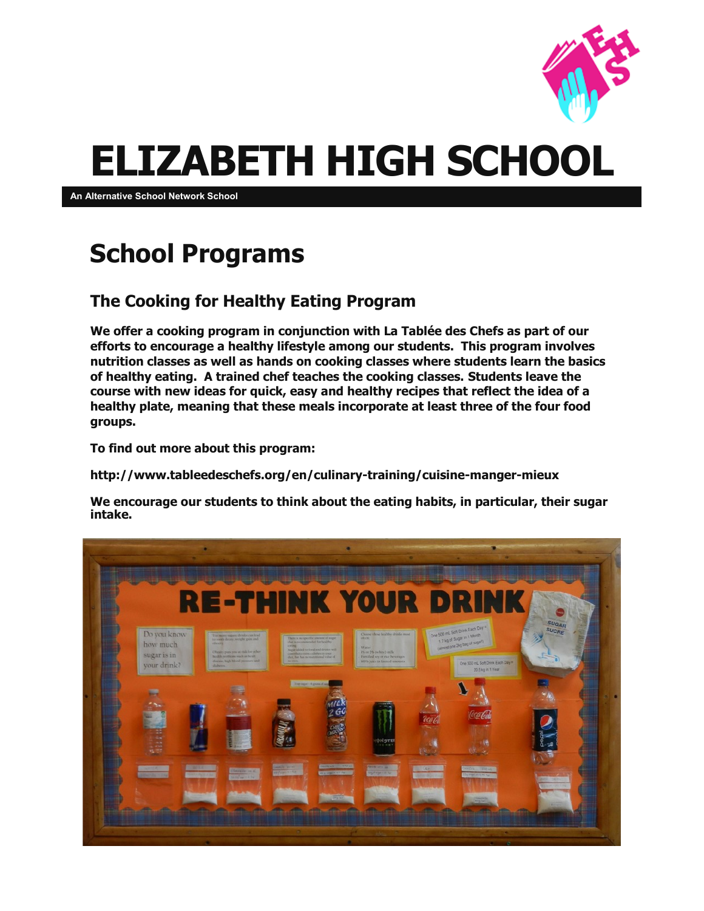# ELIZABETH HIGH SCHOOL

An Alternative School Network School

## School Programs

### The Cooking for Healthy Eating Program

**We offer a cooking program in conjunction with La Tablée des Chefs as part of our efforts to encourage a healthy lifestyle among our students. This program involves nutrition classes as well as hands on cooking classes where students learn the basics of healthy eating. A trained chef teaches the cooking classes. Students leave the course with new ideas for quick, easy and healthy recipes that reflect the idea of a healthy plate, meaning that these meals incorporate at least three of the four food groups.**

**To find out more about this program:**

**http://www.tableedeschefs.org/en/culinary-training/cuisine-manger-mieux**

**We encourage our students to think about the eating habits, in particular, their sugar intake.**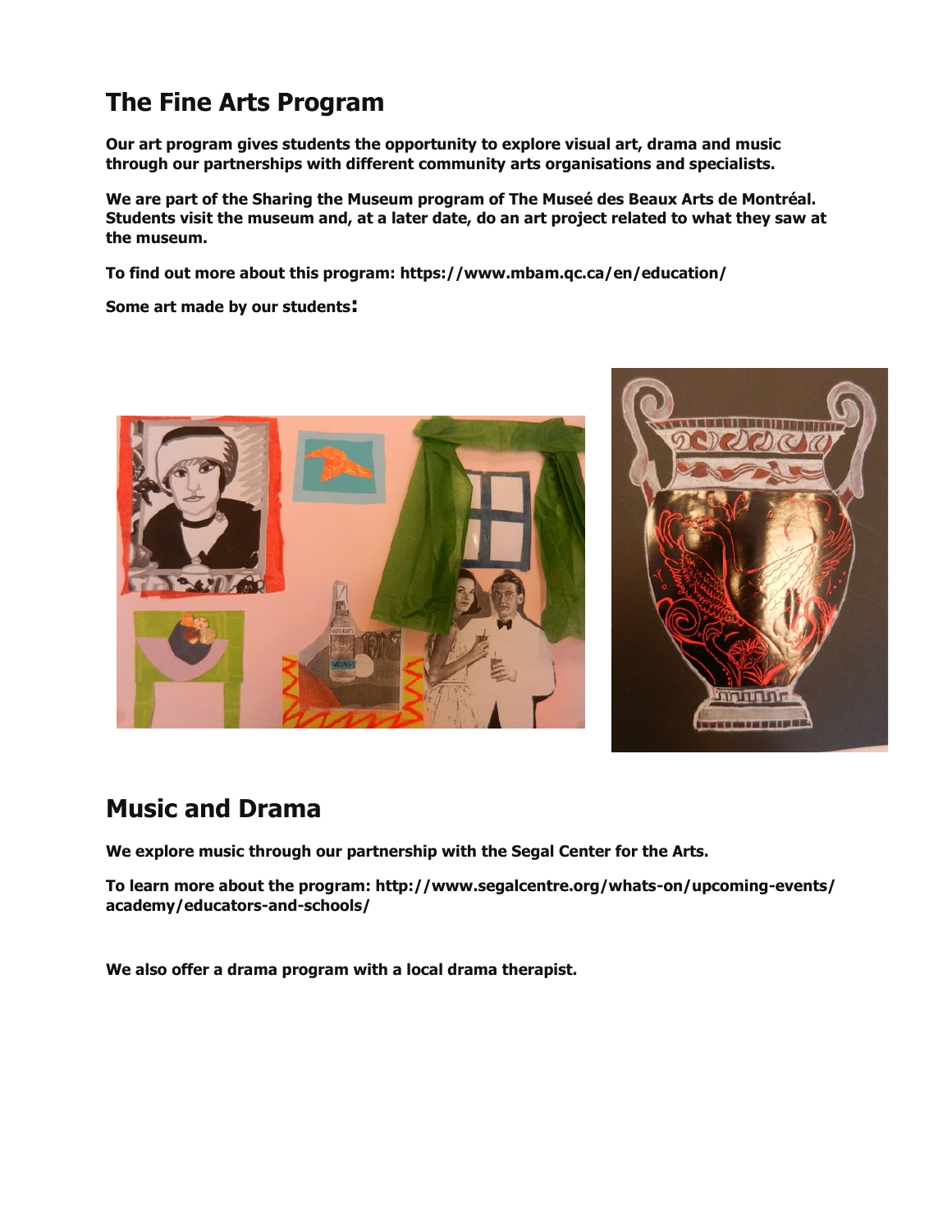## The Fine Arts Program

**Our art program gives students the opportunity to explore visual art, drama and music through our partnerships with different community arts organisations and specialists.**

**We are part of the Sharing the Museum program of The Museé des Beaux Arts de Montréal. Students visit the museum and, at a later date, do an art project related to what they saw at the museum.**

**To find out more about this program: https://www.mbam.qc.ca/en/education/**

**Some art made by our students:**

## Music and Drama

**We explore music through our partnership with the Segal Center for the Arts.**

**To learn more about the program: http://www.segalcentre.org/whats-on/upcoming-events/academy/educators-and-schools/**

**We also offer a drama program with a local drama therapist.**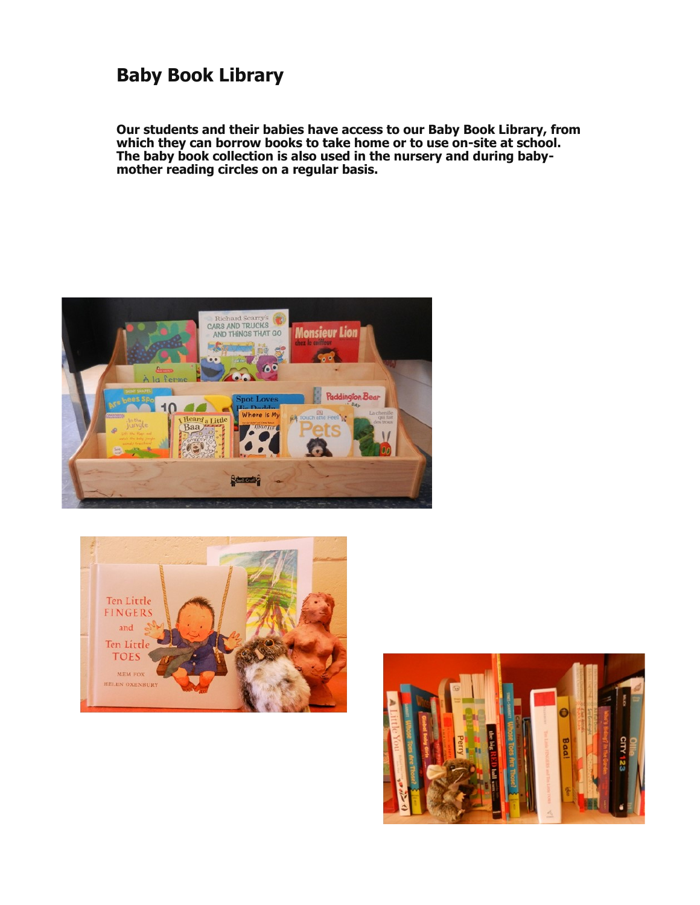# Baby Book Library

**Our students and their babies have access to our Baby Book Library, from which they can borrow books to take home or to use on-site at school. The baby book collection is also used in the nursery and during baby-mother reading circles on a regular basis.**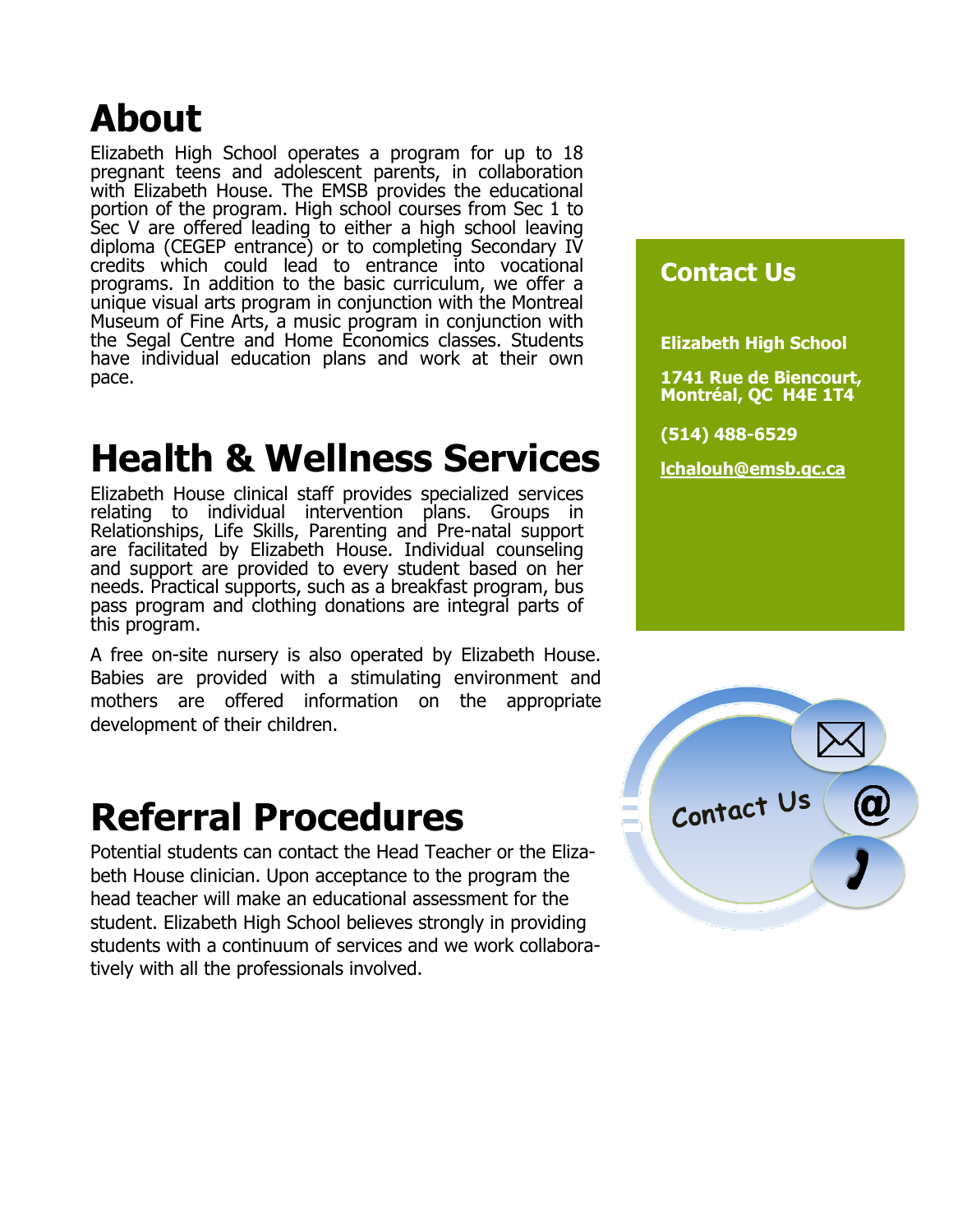# About

Elizabeth High School operates a program for up to 18 pregnant teens and adolescent parents, in collaboration with Elizabeth House. The EMSB provides the educational portion of the program. High school courses from Sec 1 to Sec V are offered leading to either a high school leaving diploma (CEGEP entrance) or to completing Secondary IV credits which could lead to entrance into vocational programs. In addition to the basic curriculum, we offer a unique visual arts program in conjunction with the Montreal Museum of Fine Arts, a music program in conjunction with the Segal Centre and Home Economics classes. Students have individual education plans and work at their own pace.

# Health & Wellness Services

Elizabeth House clinical staff provides specialized services relating to individual intervention plans. Groups in Relationships, Life Skills, Parenting and Pre-natal support are facilitated by Elizabeth House. Individual counseling and support are provided to every student based on her needs. Practical supports, such as a breakfast program, bus pass program and clothing donations are integral parts of this program.

A free on-site nursery is also operated by Elizabeth House. Babies are provided with a stimulating environment and mothers are offered information on the appropriate development of their children.

# Referral Procedures

Potential students can contact the Head Teacher or the Elizabeth House clinician. Upon acceptance to the program the head teacher will make an educational assessment for the student. Elizabeth High School believes strongly in providing students with a continuum of services and we work collaboratively with all the professionals involved.

## Contact Us

**Elizabeth High School**

**1741 Rue de Biencourt,**
**Montréal, QC H4E 1T4**

**(514) 488-6529**

**lchalouh@emsb.qc.ca**

Contact Us